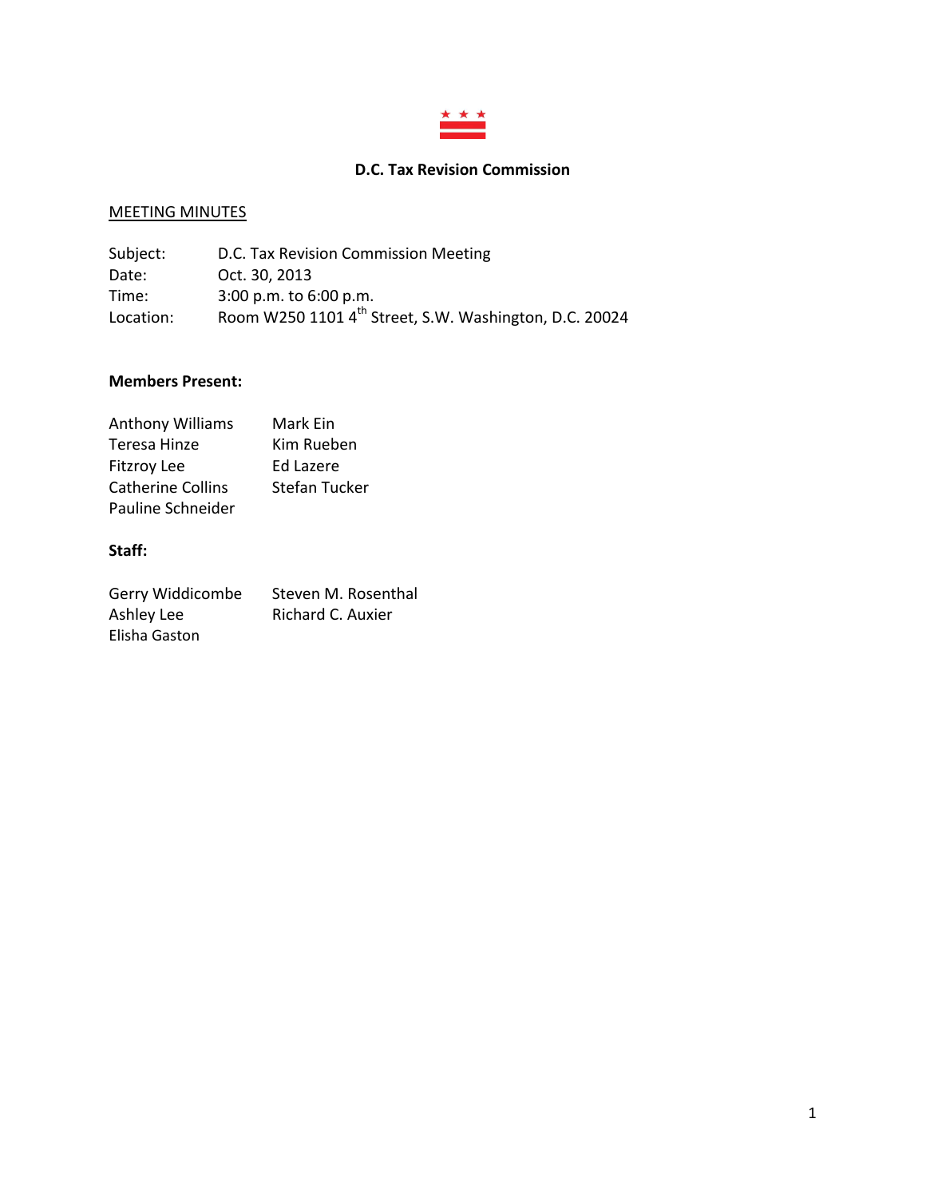# D.C. Tax Revision Commission

MEETING MINUTES

Subject: D.C. Tax Revision Commission Meeting
Date: Oct. 30, 2013
Time: 3:00 p.m. to 6:00 p.m.
Location: Room W250 1101 4th Street, S.W. Washington, D.C. 20024

**Members Present:**

| | |
|---|---|
| Anthony Williams | Mark Ein |
| Teresa Hinze | Kim Rueben |
| Fitzroy Lee | Ed Lazere |
| Catherine Collins | Stefan Tucker |
| Pauline Schneider | |

**Staff:**

| | |
|---|---|
| Gerry Widdicombe | Steven M. Rosenthal |
| Ashley Lee | Richard C. Auxier |
| Elisha Gaston | |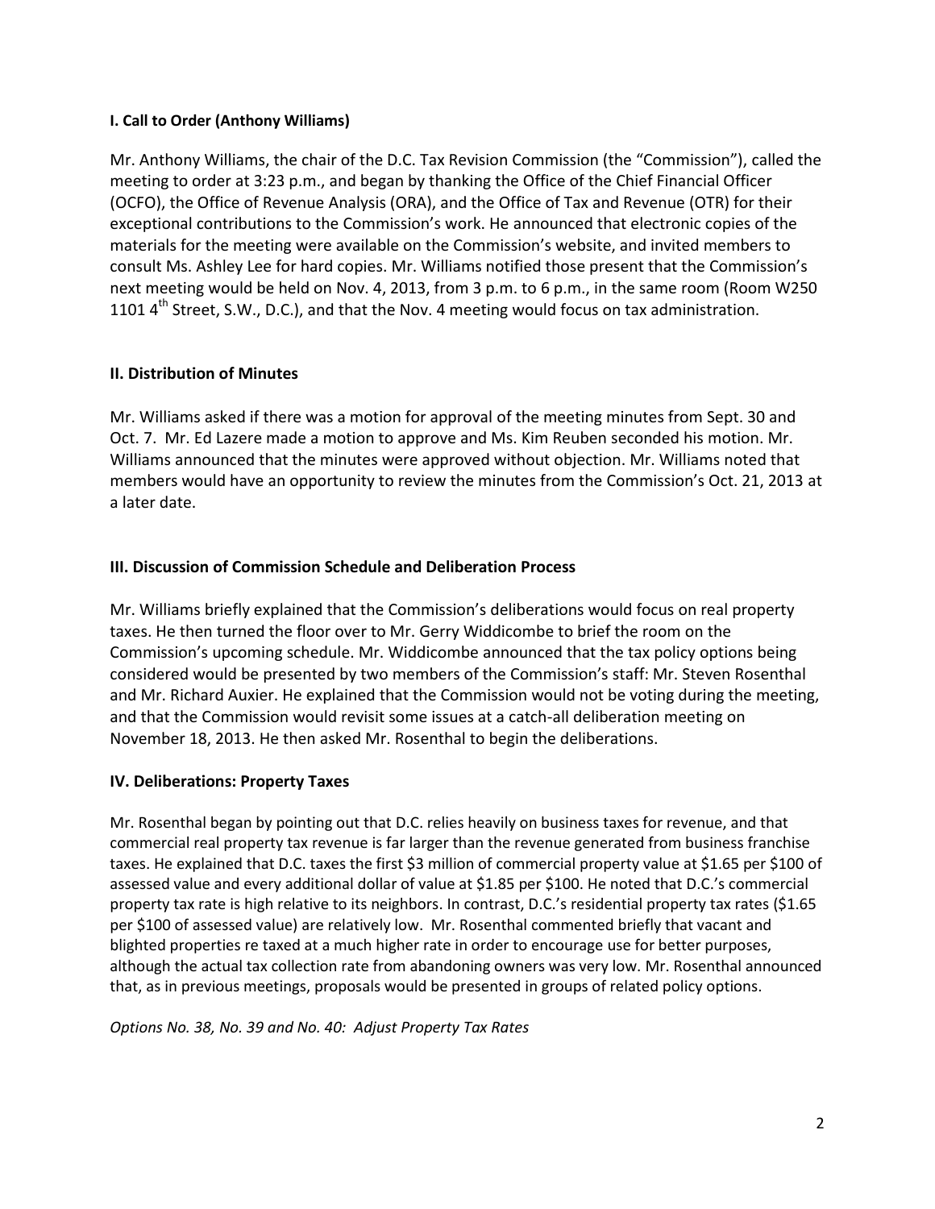**I. Call to Order (Anthony Williams)**

Mr. Anthony Williams, the chair of the D.C. Tax Revision Commission (the "Commission"), called the meeting to order at 3:23 p.m., and began by thanking the Office of the Chief Financial Officer (OCFO), the Office of Revenue Analysis (ORA), and the Office of Tax and Revenue (OTR) for their exceptional contributions to the Commission's work. He announced that electronic copies of the materials for the meeting were available on the Commission's website, and invited members to consult Ms. Ashley Lee for hard copies. Mr. Williams notified those present that the Commission's next meeting would be held on Nov. 4, 2013, from 3 p.m. to 6 p.m., in the same room (Room W250 1101 4th Street, S.W., D.C.), and that the Nov. 4 meeting would focus on tax administration.

**II. Distribution of Minutes**

Mr. Williams asked if there was a motion for approval of the meeting minutes from Sept. 30 and Oct. 7. Mr. Ed Lazere made a motion to approve and Ms. Kim Reuben seconded his motion. Mr. Williams announced that the minutes were approved without objection. Mr. Williams noted that members would have an opportunity to review the minutes from the Commission's Oct. 21, 2013 at a later date.

**III. Discussion of Commission Schedule and Deliberation Process**

Mr. Williams briefly explained that the Commission's deliberations would focus on real property taxes. He then turned the floor over to Mr. Gerry Widdicombe to brief the room on the Commission's upcoming schedule. Mr. Widdicombe announced that the tax policy options being considered would be presented by two members of the Commission's staff: Mr. Steven Rosenthal and Mr. Richard Auxier. He explained that the Commission would not be voting during the meeting, and that the Commission would revisit some issues at a catch-all deliberation meeting on November 18, 2013. He then asked Mr. Rosenthal to begin the deliberations.

**IV. Deliberations: Property Taxes**

Mr. Rosenthal began by pointing out that D.C. relies heavily on business taxes for revenue, and that commercial real property tax revenue is far larger than the revenue generated from business franchise taxes. He explained that D.C. taxes the first $3 million of commercial property value at $1.65 per $100 of assessed value and every additional dollar of value at $1.85 per $100. He noted that D.C.'s commercial property tax rate is high relative to its neighbors. In contrast, D.C.'s residential property tax rates ($1.65 per $100 of assessed value) are relatively low. Mr. Rosenthal commented briefly that vacant and blighted properties re taxed at a much higher rate in order to encourage use for better purposes, although the actual tax collection rate from abandoning owners was very low. Mr. Rosenthal announced that, as in previous meetings, proposals would be presented in groups of related policy options.

*Options No. 38, No. 39 and No. 40: Adjust Property Tax Rates*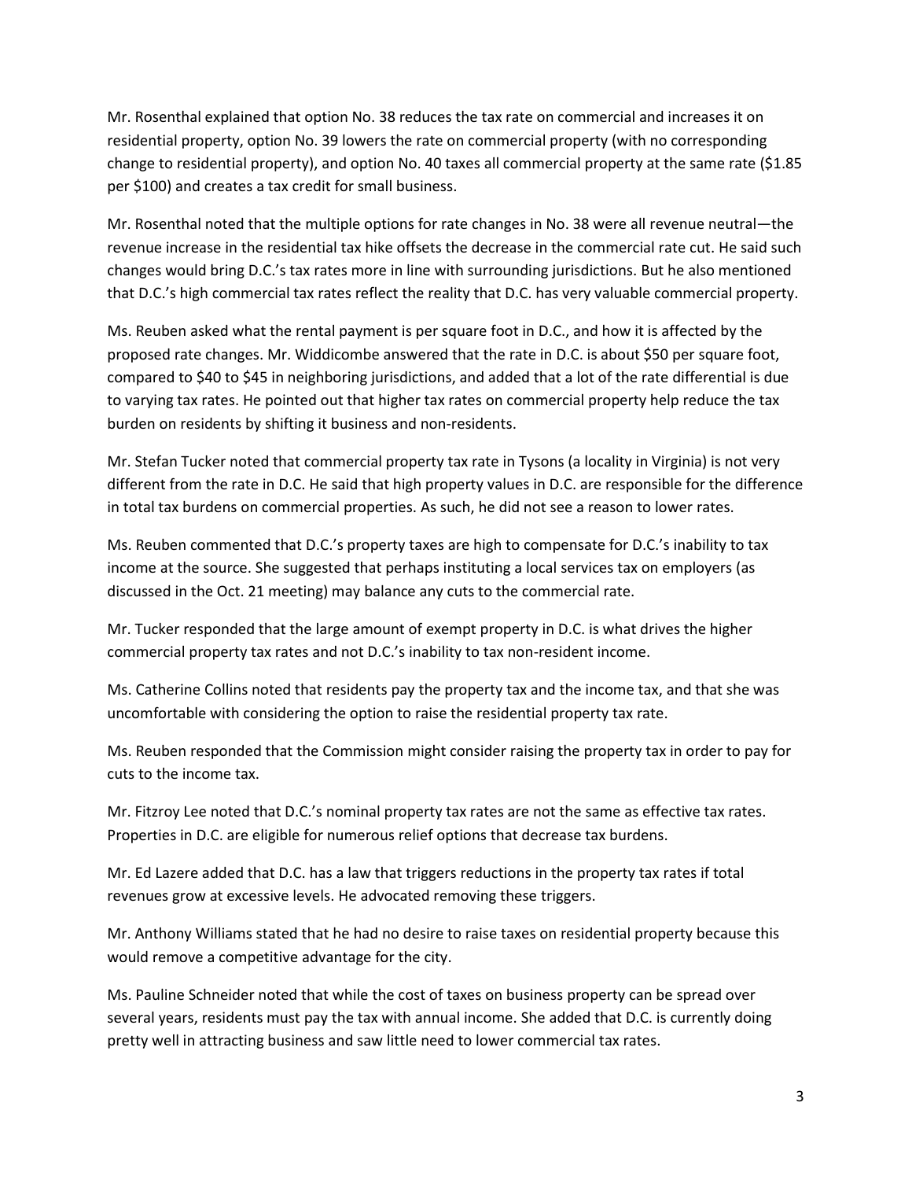Mr. Rosenthal explained that option No. 38 reduces the tax rate on commercial and increases it on residential property, option No. 39 lowers the rate on commercial property (with no corresponding change to residential property), and option No. 40 taxes all commercial property at the same rate ($1.85 per $100) and creates a tax credit for small business.

Mr. Rosenthal noted that the multiple options for rate changes in No. 38 were all revenue neutral—the revenue increase in the residential tax hike offsets the decrease in the commercial rate cut. He said such changes would bring D.C.'s tax rates more in line with surrounding jurisdictions. But he also mentioned that D.C.'s high commercial tax rates reflect the reality that D.C. has very valuable commercial property.

Ms. Reuben asked what the rental payment is per square foot in D.C., and how it is affected by the proposed rate changes. Mr. Widdicombe answered that the rate in D.C. is about $50 per square foot, compared to $40 to $45 in neighboring jurisdictions, and added that a lot of the rate differential is due to varying tax rates. He pointed out that higher tax rates on commercial property help reduce the tax burden on residents by shifting it business and non-residents.

Mr. Stefan Tucker noted that commercial property tax rate in Tysons (a locality in Virginia) is not very different from the rate in D.C. He said that high property values in D.C. are responsible for the difference in total tax burdens on commercial properties. As such, he did not see a reason to lower rates.

Ms. Reuben commented that D.C.'s property taxes are high to compensate for D.C.'s inability to tax income at the source. She suggested that perhaps instituting a local services tax on employers (as discussed in the Oct. 21 meeting) may balance any cuts to the commercial rate.

Mr. Tucker responded that the large amount of exempt property in D.C. is what drives the higher commercial property tax rates and not D.C.'s inability to tax non-resident income.

Ms. Catherine Collins noted that residents pay the property tax and the income tax, and that she was uncomfortable with considering the option to raise the residential property tax rate.

Ms. Reuben responded that the Commission might consider raising the property tax in order to pay for cuts to the income tax.

Mr. Fitzroy Lee noted that D.C.'s nominal property tax rates are not the same as effective tax rates. Properties in D.C. are eligible for numerous relief options that decrease tax burdens.

Mr. Ed Lazere added that D.C. has a law that triggers reductions in the property tax rates if total revenues grow at excessive levels. He advocated removing these triggers.

Mr. Anthony Williams stated that he had no desire to raise taxes on residential property because this would remove a competitive advantage for the city.

Ms. Pauline Schneider noted that while the cost of taxes on business property can be spread over several years, residents must pay the tax with annual income. She added that D.C. is currently doing pretty well in attracting business and saw little need to lower commercial tax rates.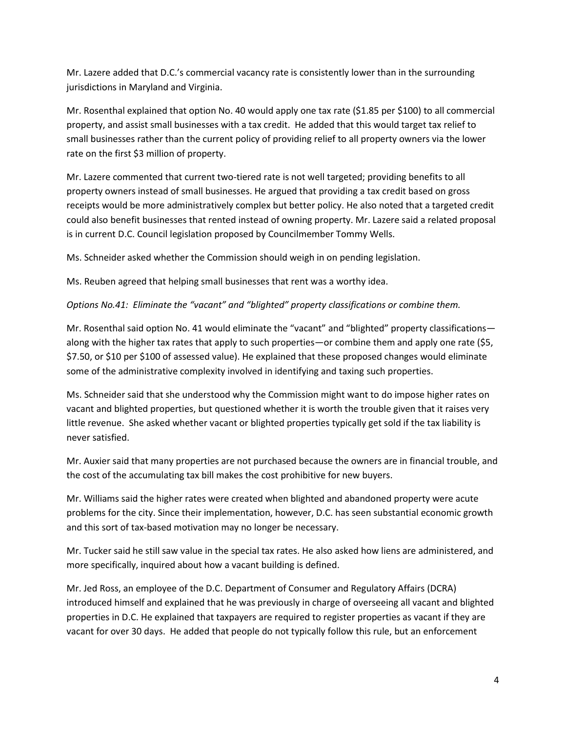Mr. Lazere added that D.C.'s commercial vacancy rate is consistently lower than in the surrounding jurisdictions in Maryland and Virginia.

Mr. Rosenthal explained that option No. 40 would apply one tax rate ($1.85 per $100) to all commercial property, and assist small businesses with a tax credit. He added that this would target tax relief to small businesses rather than the current policy of providing relief to all property owners via the lower rate on the first $3 million of property.

Mr. Lazere commented that current two-tiered rate is not well targeted; providing benefits to all property owners instead of small businesses. He argued that providing a tax credit based on gross receipts would be more administratively complex but better policy. He also noted that a targeted credit could also benefit businesses that rented instead of owning property. Mr. Lazere said a related proposal is in current D.C. Council legislation proposed by Councilmember Tommy Wells.

Ms. Schneider asked whether the Commission should weigh in on pending legislation.

Ms. Reuben agreed that helping small businesses that rent was a worthy idea.

*Options No.41: Eliminate the "vacant" and "blighted" property classifications or combine them.*

Mr. Rosenthal said option No. 41 would eliminate the "vacant" and "blighted" property classifications—along with the higher tax rates that apply to such properties—or combine them and apply one rate ($5, $7.50, or $10 per $100 of assessed value). He explained that these proposed changes would eliminate some of the administrative complexity involved in identifying and taxing such properties.

Ms. Schneider said that she understood why the Commission might want to do impose higher rates on vacant and blighted properties, but questioned whether it is worth the trouble given that it raises very little revenue. She asked whether vacant or blighted properties typically get sold if the tax liability is never satisfied.

Mr. Auxier said that many properties are not purchased because the owners are in financial trouble, and the cost of the accumulating tax bill makes the cost prohibitive for new buyers.

Mr. Williams said the higher rates were created when blighted and abandoned property were acute problems for the city. Since their implementation, however, D.C. has seen substantial economic growth and this sort of tax-based motivation may no longer be necessary.

Mr. Tucker said he still saw value in the special tax rates. He also asked how liens are administered, and more specifically, inquired about how a vacant building is defined.

Mr. Jed Ross, an employee of the D.C. Department of Consumer and Regulatory Affairs (DCRA) introduced himself and explained that he was previously in charge of overseeing all vacant and blighted properties in D.C. He explained that taxpayers are required to register properties as vacant if they are vacant for over 30 days. He added that people do not typically follow this rule, but an enforcement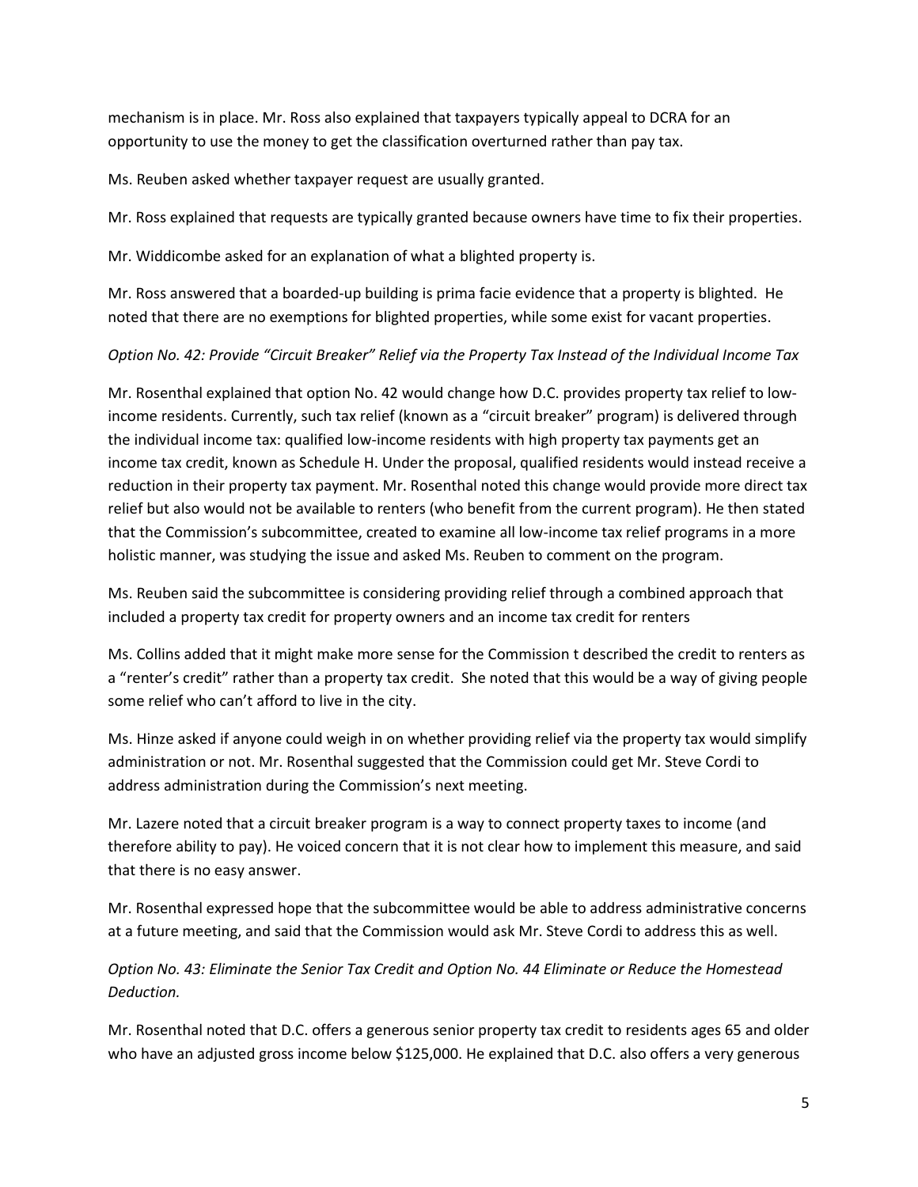mechanism is in place. Mr. Ross also explained that taxpayers typically appeal to DCRA for an opportunity to use the money to get the classification overturned rather than pay tax.

Ms. Reuben asked whether taxpayer request are usually granted.

Mr. Ross explained that requests are typically granted because owners have time to fix their properties.

Mr. Widdicombe asked for an explanation of what a blighted property is.

Mr. Ross answered that a boarded-up building is prima facie evidence that a property is blighted. He noted that there are no exemptions for blighted properties, while some exist for vacant properties.

*Option No. 42: Provide "Circuit Breaker" Relief via the Property Tax Instead of the Individual Income Tax*

Mr. Rosenthal explained that option No. 42 would change how D.C. provides property tax relief to low-income residents. Currently, such tax relief (known as a "circuit breaker" program) is delivered through the individual income tax: qualified low-income residents with high property tax payments get an income tax credit, known as Schedule H. Under the proposal, qualified residents would instead receive a reduction in their property tax payment. Mr. Rosenthal noted this change would provide more direct tax relief but also would not be available to renters (who benefit from the current program). He then stated that the Commission's subcommittee, created to examine all low-income tax relief programs in a more holistic manner, was studying the issue and asked Ms. Reuben to comment on the program.

Ms. Reuben said the subcommittee is considering providing relief through a combined approach that included a property tax credit for property owners and an income tax credit for renters

Ms. Collins added that it might make more sense for the Commission t described the credit to renters as a "renter's credit" rather than a property tax credit. She noted that this would be a way of giving people some relief who can't afford to live in the city.

Ms. Hinze asked if anyone could weigh in on whether providing relief via the property tax would simplify administration or not. Mr. Rosenthal suggested that the Commission could get Mr. Steve Cordi to address administration during the Commission's next meeting.

Mr. Lazere noted that a circuit breaker program is a way to connect property taxes to income (and therefore ability to pay). He voiced concern that it is not clear how to implement this measure, and said that there is no easy answer.

Mr. Rosenthal expressed hope that the subcommittee would be able to address administrative concerns at a future meeting, and said that the Commission would ask Mr. Steve Cordi to address this as well.

*Option No. 43: Eliminate the Senior Tax Credit and Option No. 44 Eliminate or Reduce the Homestead Deduction.*

Mr. Rosenthal noted that D.C. offers a generous senior property tax credit to residents ages 65 and older who have an adjusted gross income below $125,000. He explained that D.C. also offers a very generous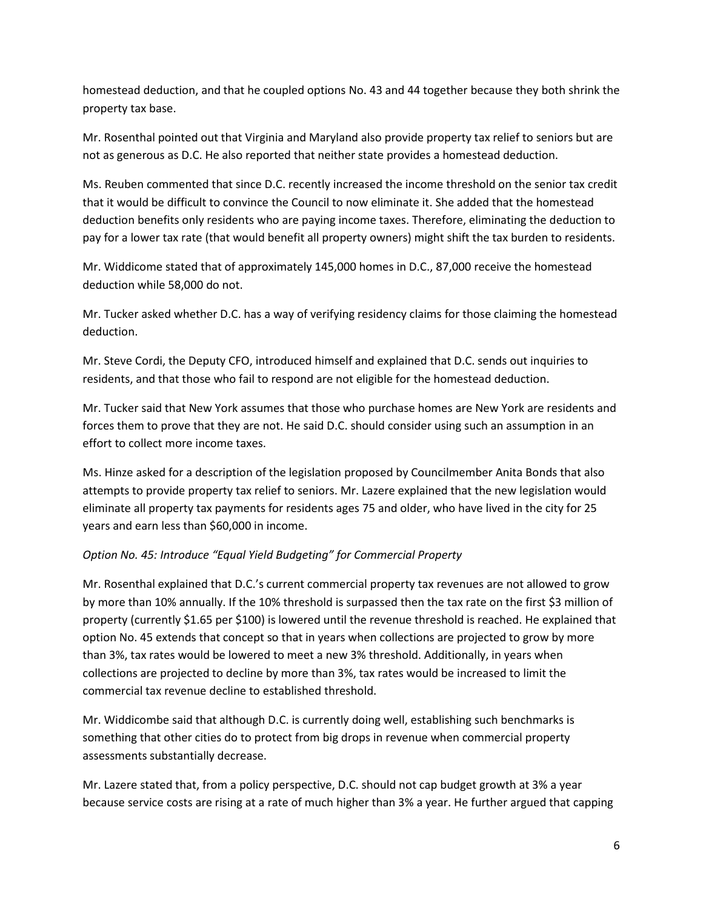homestead deduction, and that he coupled options No. 43 and 44 together because they both shrink the property tax base.

Mr. Rosenthal pointed out that Virginia and Maryland also provide property tax relief to seniors but are not as generous as D.C. He also reported that neither state provides a homestead deduction.

Ms. Reuben commented that since D.C. recently increased the income threshold on the senior tax credit that it would be difficult to convince the Council to now eliminate it. She added that the homestead deduction benefits only residents who are paying income taxes. Therefore, eliminating the deduction to pay for a lower tax rate (that would benefit all property owners) might shift the tax burden to residents.

Mr. Widdicome stated that of approximately 145,000 homes in D.C., 87,000 receive the homestead deduction while 58,000 do not.

Mr. Tucker asked whether D.C. has a way of verifying residency claims for those claiming the homestead deduction.

Mr. Steve Cordi, the Deputy CFO, introduced himself and explained that D.C. sends out inquiries to residents, and that those who fail to respond are not eligible for the homestead deduction.

Mr. Tucker said that New York assumes that those who purchase homes are New York are residents and forces them to prove that they are not. He said D.C. should consider using such an assumption in an effort to collect more income taxes.

Ms. Hinze asked for a description of the legislation proposed by Councilmember Anita Bonds that also attempts to provide property tax relief to seniors. Mr. Lazere explained that the new legislation would eliminate all property tax payments for residents ages 75 and older, who have lived in the city for 25 years and earn less than $60,000 in income.

*Option No. 45: Introduce "Equal Yield Budgeting" for Commercial Property*

Mr. Rosenthal explained that D.C.'s current commercial property tax revenues are not allowed to grow by more than 10% annually. If the 10% threshold is surpassed then the tax rate on the first $3 million of property (currently $1.65 per $100) is lowered until the revenue threshold is reached. He explained that option No. 45 extends that concept so that in years when collections are projected to grow by more than 3%, tax rates would be lowered to meet a new 3% threshold. Additionally, in years when collections are projected to decline by more than 3%, tax rates would be increased to limit the commercial tax revenue decline to established threshold.

Mr. Widdicombe said that although D.C. is currently doing well, establishing such benchmarks is something that other cities do to protect from big drops in revenue when commercial property assessments substantially decrease.

Mr. Lazere stated that, from a policy perspective, D.C. should not cap budget growth at 3% a year because service costs are rising at a rate of much higher than 3% a year. He further argued that capping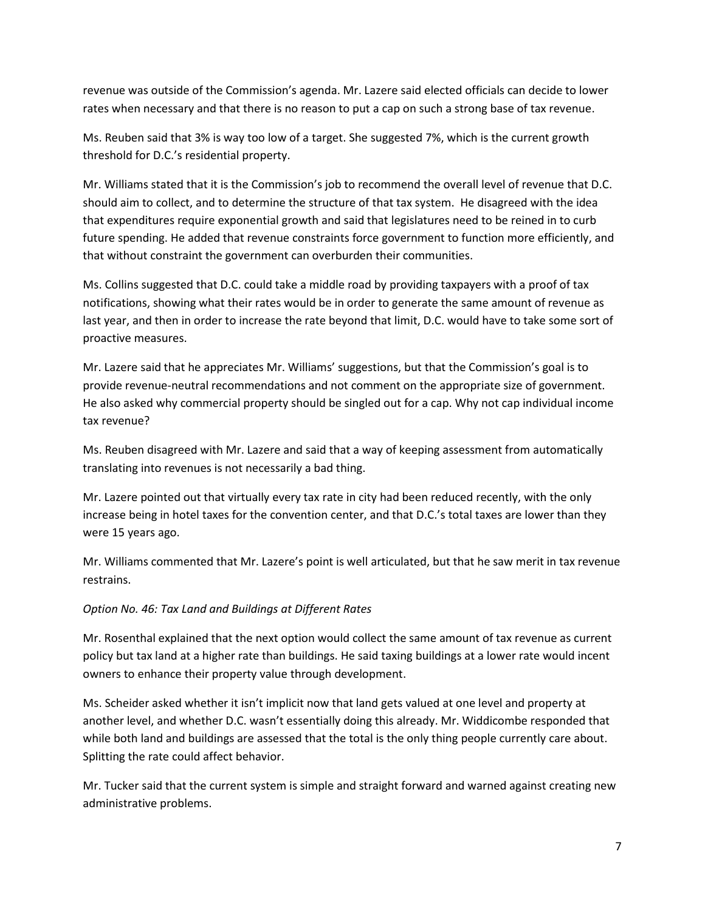revenue was outside of the Commission's agenda. Mr. Lazere said elected officials can decide to lower rates when necessary and that there is no reason to put a cap on such a strong base of tax revenue.

Ms. Reuben said that 3% is way too low of a target. She suggested 7%, which is the current growth threshold for D.C.'s residential property.

Mr. Williams stated that it is the Commission's job to recommend the overall level of revenue that D.C. should aim to collect, and to determine the structure of that tax system. He disagreed with the idea that expenditures require exponential growth and said that legislatures need to be reined in to curb future spending. He added that revenue constraints force government to function more efficiently, and that without constraint the government can overburden their communities.

Ms. Collins suggested that D.C. could take a middle road by providing taxpayers with a proof of tax notifications, showing what their rates would be in order to generate the same amount of revenue as last year, and then in order to increase the rate beyond that limit, D.C. would have to take some sort of proactive measures.

Mr. Lazere said that he appreciates Mr. Williams' suggestions, but that the Commission's goal is to provide revenue-neutral recommendations and not comment on the appropriate size of government. He also asked why commercial property should be singled out for a cap. Why not cap individual income tax revenue?

Ms. Reuben disagreed with Mr. Lazere and said that a way of keeping assessment from automatically translating into revenues is not necessarily a bad thing.

Mr. Lazere pointed out that virtually every tax rate in city had been reduced recently, with the only increase being in hotel taxes for the convention center, and that D.C.'s total taxes are lower than they were 15 years ago.

Mr. Williams commented that Mr. Lazere's point is well articulated, but that he saw merit in tax revenue restrains.

*Option No. 46: Tax Land and Buildings at Different Rates*

Mr. Rosenthal explained that the next option would collect the same amount of tax revenue as current policy but tax land at a higher rate than buildings. He said taxing buildings at a lower rate would incent owners to enhance their property value through development.

Ms. Scheider asked whether it isn't implicit now that land gets valued at one level and property at another level, and whether D.C. wasn't essentially doing this already. Mr. Widdicombe responded that while both land and buildings are assessed that the total is the only thing people currently care about. Splitting the rate could affect behavior.

Mr. Tucker said that the current system is simple and straight forward and warned against creating new administrative problems.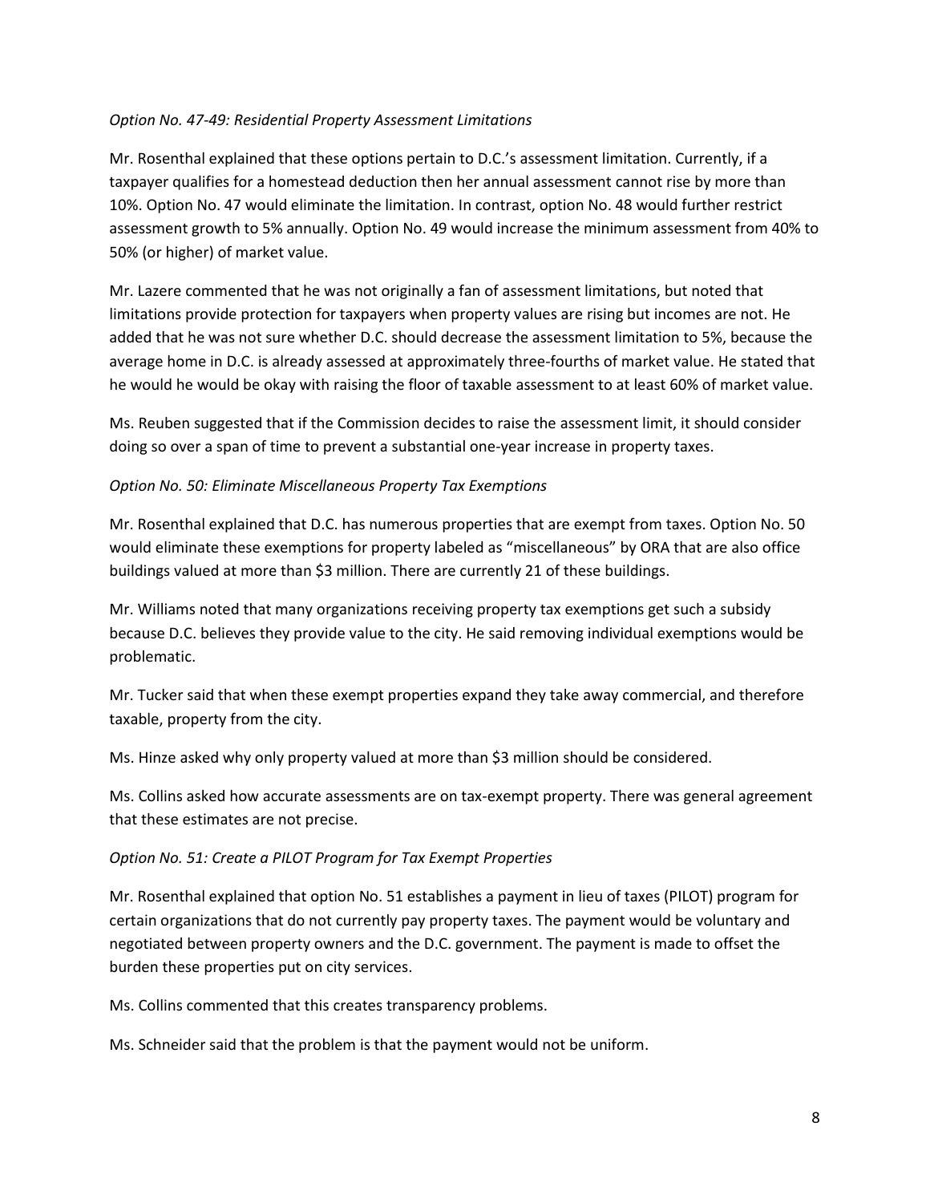*Option No. 47-49: Residential Property Assessment Limitations*

Mr. Rosenthal explained that these options pertain to D.C.'s assessment limitation. Currently, if a taxpayer qualifies for a homestead deduction then her annual assessment cannot rise by more than 10%. Option No. 47 would eliminate the limitation. In contrast, option No. 48 would further restrict assessment growth to 5% annually. Option No. 49 would increase the minimum assessment from 40% to 50% (or higher) of market value.

Mr. Lazere commented that he was not originally a fan of assessment limitations, but noted that limitations provide protection for taxpayers when property values are rising but incomes are not. He added that he was not sure whether D.C. should decrease the assessment limitation to 5%, because the average home in D.C. is already assessed at approximately three-fourths of market value. He stated that he would he would be okay with raising the floor of taxable assessment to at least 60% of market value.

Ms. Reuben suggested that if the Commission decides to raise the assessment limit, it should consider doing so over a span of time to prevent a substantial one-year increase in property taxes.

*Option No. 50: Eliminate Miscellaneous Property Tax Exemptions*

Mr. Rosenthal explained that D.C. has numerous properties that are exempt from taxes. Option No. 50 would eliminate these exemptions for property labeled as "miscellaneous" by ORA that are also office buildings valued at more than $3 million. There are currently 21 of these buildings.

Mr. Williams noted that many organizations receiving property tax exemptions get such a subsidy because D.C. believes they provide value to the city. He said removing individual exemptions would be problematic.

Mr. Tucker said that when these exempt properties expand they take away commercial, and therefore taxable, property from the city.

Ms. Hinze asked why only property valued at more than $3 million should be considered.

Ms. Collins asked how accurate assessments are on tax-exempt property. There was general agreement that these estimates are not precise.

*Option No. 51: Create a PILOT Program for Tax Exempt Properties*

Mr. Rosenthal explained that option No. 51 establishes a payment in lieu of taxes (PILOT) program for certain organizations that do not currently pay property taxes. The payment would be voluntary and negotiated between property owners and the D.C. government. The payment is made to offset the burden these properties put on city services.

Ms. Collins commented that this creates transparency problems.

Ms. Schneider said that the problem is that the payment would not be uniform.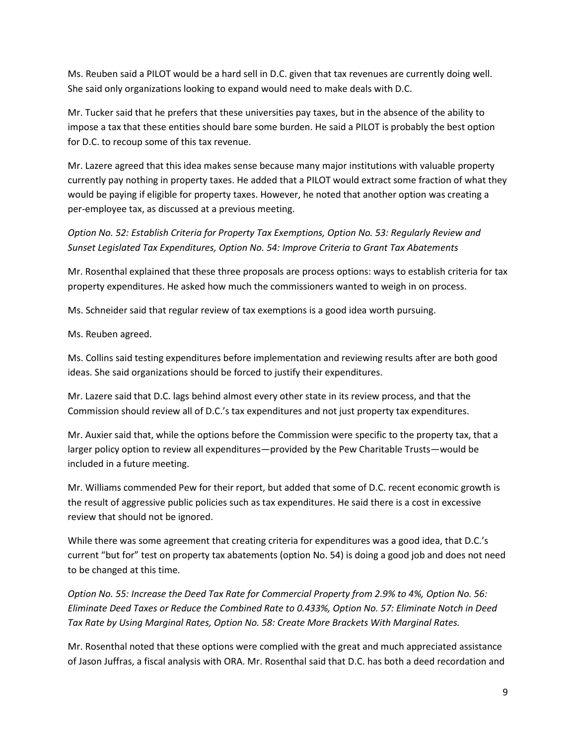Ms. Reuben said a PILOT would be a hard sell in D.C. given that tax revenues are currently doing well. She said only organizations looking to expand would need to make deals with D.C.

Mr. Tucker said that he prefers that these universities pay taxes, but in the absence of the ability to impose a tax that these entities should bare some burden. He said a PILOT is probably the best option for D.C. to recoup some of this tax revenue.

Mr. Lazere agreed that this idea makes sense because many major institutions with valuable property currently pay nothing in property taxes. He added that a PILOT would extract some fraction of what they would be paying if eligible for property taxes. However, he noted that another option was creating a per-employee tax, as discussed at a previous meeting.

*Option No. 52: Establish Criteria for Property Tax Exemptions, Option No. 53: Regularly Review and Sunset Legislated Tax Expenditures, Option No. 54: Improve Criteria to Grant Tax Abatements*

Mr. Rosenthal explained that these three proposals are process options: ways to establish criteria for tax property expenditures. He asked how much the commissioners wanted to weigh in on process.

Ms. Schneider said that regular review of tax exemptions is a good idea worth pursuing.

Ms. Reuben agreed.

Ms. Collins said testing expenditures before implementation and reviewing results after are both good ideas. She said organizations should be forced to justify their expenditures.

Mr. Lazere said that D.C. lags behind almost every other state in its review process, and that the Commission should review all of D.C.'s tax expenditures and not just property tax expenditures.

Mr. Auxier said that, while the options before the Commission were specific to the property tax, that a larger policy option to review all expenditures—provided by the Pew Charitable Trusts—would be included in a future meeting.

Mr. Williams commended Pew for their report, but added that some of D.C. recent economic growth is the result of aggressive public policies such as tax expenditures. He said there is a cost in excessive review that should not be ignored.

While there was some agreement that creating criteria for expenditures was a good idea, that D.C.'s current "but for" test on property tax abatements (option No. 54) is doing a good job and does not need to be changed at this time.

*Option No. 55: Increase the Deed Tax Rate for Commercial Property from 2.9% to 4%, Option No. 56: Eliminate Deed Taxes or Reduce the Combined Rate to 0.433%, Option No. 57: Eliminate Notch in Deed Tax Rate by Using Marginal Rates, Option No. 58: Create More Brackets With Marginal Rates.*

Mr. Rosenthal noted that these options were complied with the great and much appreciated assistance of Jason Juffras, a fiscal analysis with ORA. Mr. Rosenthal said that D.C. has both a deed recordation and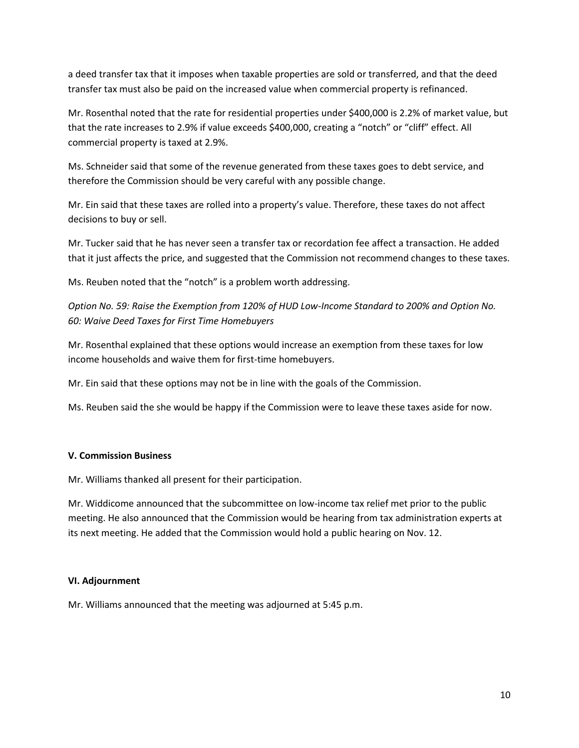a deed transfer tax that it imposes when taxable properties are sold or transferred, and that the deed transfer tax must also be paid on the increased value when commercial property is refinanced.

Mr. Rosenthal noted that the rate for residential properties under $400,000 is 2.2% of market value, but that the rate increases to 2.9% if value exceeds $400,000, creating a "notch" or "cliff" effect. All commercial property is taxed at 2.9%.

Ms. Schneider said that some of the revenue generated from these taxes goes to debt service, and therefore the Commission should be very careful with any possible change.

Mr. Ein said that these taxes are rolled into a property's value. Therefore, these taxes do not affect decisions to buy or sell.

Mr. Tucker said that he has never seen a transfer tax or recordation fee affect a transaction. He added that it just affects the price, and suggested that the Commission not recommend changes to these taxes.

Ms. Reuben noted that the "notch" is a problem worth addressing.

*Option No. 59: Raise the Exemption from 120% of HUD Low-Income Standard to 200% and Option No. 60: Waive Deed Taxes for First Time Homebuyers*

Mr. Rosenthal explained that these options would increase an exemption from these taxes for low income households and waive them for first-time homebuyers.

Mr. Ein said that these options may not be in line with the goals of the Commission.

Ms. Reuben said the she would be happy if the Commission were to leave these taxes aside for now.

**V. Commission Business**

Mr. Williams thanked all present for their participation.

Mr. Widdicome announced that the subcommittee on low-income tax relief met prior to the public meeting. He also announced that the Commission would be hearing from tax administration experts at its next meeting. He added that the Commission would hold a public hearing on Nov. 12.

**VI. Adjournment**

Mr. Williams announced that the meeting was adjourned at 5:45 p.m.